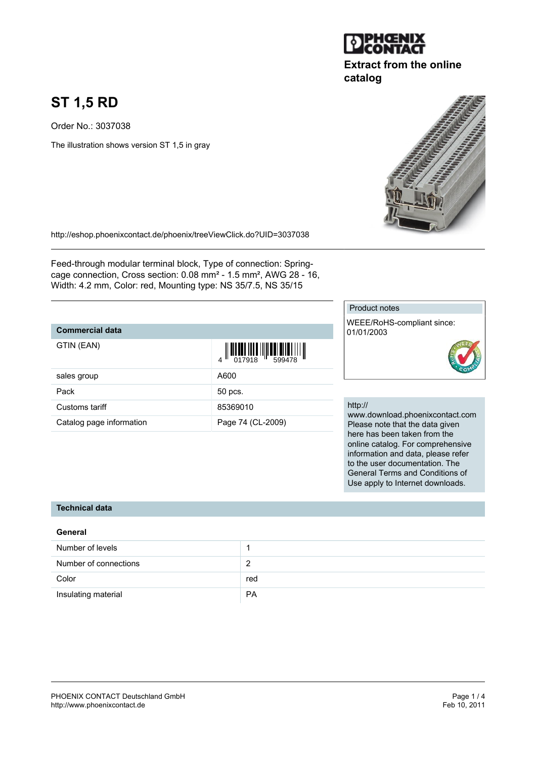Extract from the online catalog

# ST 1,5 RD

Order No.: 3037038

The illustration shows version ST 1,5 in gray

http://eshop.phoenixcontact.de/phoenix/treeViewClick.do?UID=3037038

Feed-through modular terminal block, Type of connection: Spring-cage connection, Cross section: 0.08 mm² - 1.5 mm², AWG 28 - 16, Width: 4.2 mm, Color: red, Mounting type: NS 35/7.5, NS 35/15

## Commercial data

| | |
|---|---|
| GTIN (EAN) | 4 017918 599478 |
| sales group | A600 |
| Pack | 50 pcs. |
| Customs tariff | 85369010 |
| Catalog page information | Page 74 (CL-2009) |

### Product notes

WEEE/RoHS-compliant since: 01/01/2003

http://www.download.phoenixcontact.com
Please note that the data given here has been taken from the online catalog. For comprehensive information and data, please refer to the user documentation. The General Terms and Conditions of Use apply to Internet downloads.

## Technical data

### General

| | |
|---|---|
| Number of levels | 1 |
| Number of connections | 2 |
| Color | red |
| Insulating material | PA |

PHOENIX CONTACT Deutschland GmbH
http://www.phoenixcontact.de

Feb 10, 2011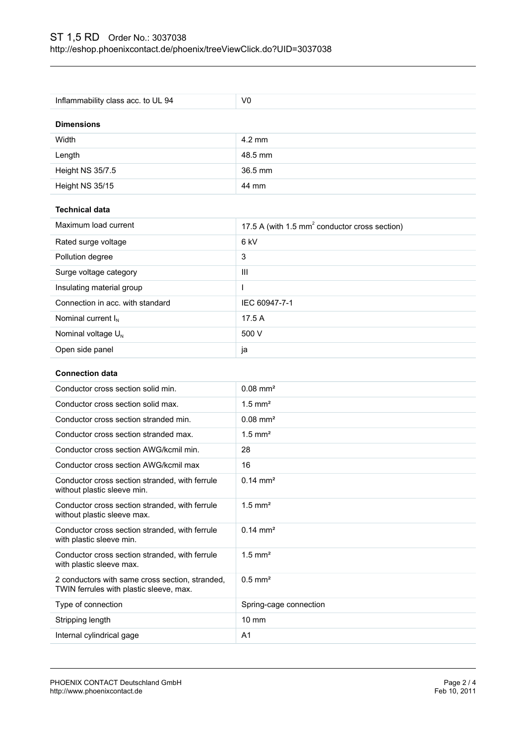| Inflammability class acc. to UL 94 | V0 |
|---|---|

**Dimensions**

| Width | 4.2 mm |
|---|---|
| Length | 48.5 mm |
| Height NS 35/7.5 | 36.5 mm |
| Height NS 35/15 | 44 mm |

**Technical data**

| Maximum load current | 17.5 A (with 1.5 mm$^2$ conductor cross section) |
|---|---|
| Rated surge voltage | 6 kV |
| Pollution degree | 3 |
| Surge voltage category | III |
| Insulating material group | I |
| Connection in acc. with standard | IEC 60947-7-1 |
| Nominal current $I_N$ | 17.5 A |
| Nominal voltage $U_N$ | 500 V |
| Open side panel | ja |

**Connection data**

| Conductor cross section solid min. | 0.08 mm² |
|---|---|
| Conductor cross section solid max. | 1.5 mm² |
| Conductor cross section stranded min. | 0.08 mm² |
| Conductor cross section stranded max. | 1.5 mm² |
| Conductor cross section AWG/kcmil min. | 28 |
| Conductor cross section AWG/kcmil max | 16 |
| Conductor cross section stranded, with ferrule without plastic sleeve min. | 0.14 mm² |
| Conductor cross section stranded, with ferrule without plastic sleeve max. | 1.5 mm² |
| Conductor cross section stranded, with ferrule with plastic sleeve min. | 0.14 mm² |
| Conductor cross section stranded, with ferrule with plastic sleeve max. | 1.5 mm² |
| 2 conductors with same cross section, stranded, TWIN ferrules with plastic sleeve, max. | 0.5 mm² |
| Type of connection | Spring-cage connection |
| Stripping length | 10 mm |
| Internal cylindrical gage | A1 |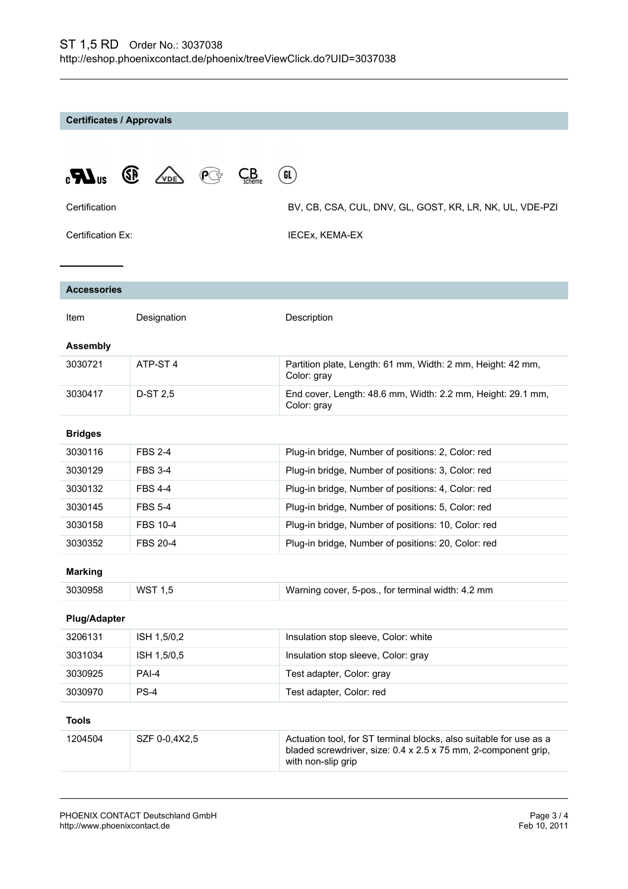ST 1,5 RD Order No.: 3037038
http://eshop.phoenixcontact.de/phoenix/treeViewClick.do?UID=3037038

## Certificates / Approvals

| | |
|---|---|
| Certification | BV, CB, CSA, CUL, DNV, GL, GOST, KR, LR, NK, UL, VDE-PZI |
| Certification Ex: | IECEx, KEMA-EX |

## Accessories

| Item | Designation | Description |
|---|---|---|
| **Assembly** | | |
| 3030721 | ATP-ST 4 | Partition plate, Length: 61 mm, Width: 2 mm, Height: 42 mm, Color: gray |
| 3030417 | D-ST 2,5 | End cover, Length: 48.6 mm, Width: 2.2 mm, Height: 29.1 mm, Color: gray |
| **Bridges** | | |
| 3030116 | FBS 2-4 | Plug-in bridge, Number of positions: 2, Color: red |
| 3030129 | FBS 3-4 | Plug-in bridge, Number of positions: 3, Color: red |
| 3030132 | FBS 4-4 | Plug-in bridge, Number of positions: 4, Color: red |
| 3030145 | FBS 5-4 | Plug-in bridge, Number of positions: 5, Color: red |
| 3030158 | FBS 10-4 | Plug-in bridge, Number of positions: 10, Color: red |
| 3030352 | FBS 20-4 | Plug-in bridge, Number of positions: 20, Color: red |
| **Marking** | | |
| 3030958 | WST 1,5 | Warning cover, 5-pos., for terminal width: 4.2 mm |
| **Plug/Adapter** | | |
| 3206131 | ISH 1,5/0,2 | Insulation stop sleeve, Color: white |
| 3031034 | ISH 1,5/0,5 | Insulation stop sleeve, Color: gray |
| 3030925 | PAI-4 | Test adapter, Color: gray |
| 3030970 | PS-4 | Test adapter, Color: red |
| **Tools** | | |
| 1204504 | SZF 0-0,4X2,5 | Actuation tool, for ST terminal blocks, also suitable for use as a bladed screwdriver, size: 0.4 x 2.5 x 75 mm, 2-component grip, with non-slip grip |

PHOENIX CONTACT Deutschland GmbH
http://www.phoenixcontact.de

Feb 10, 2011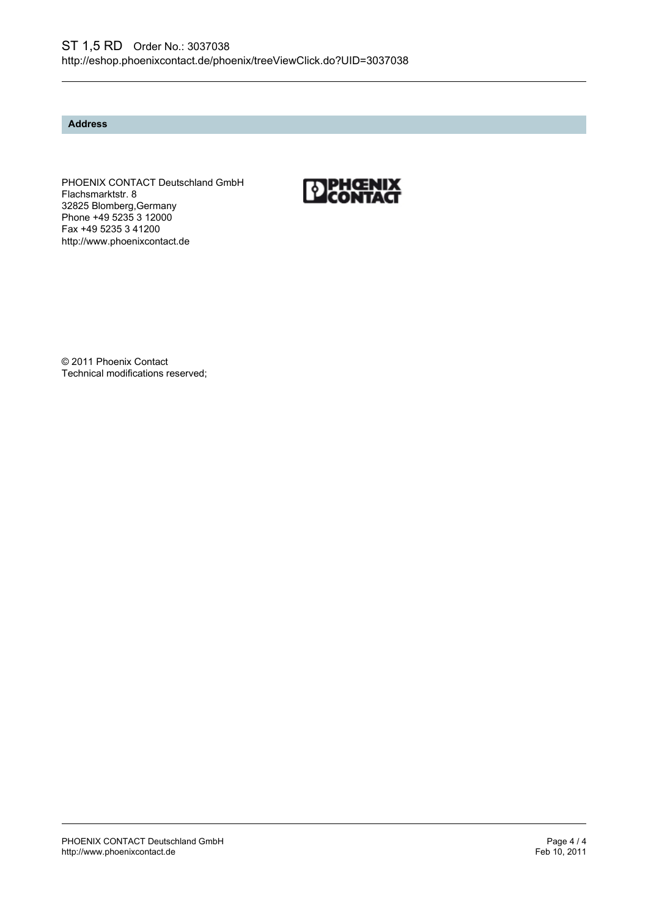## Address

PHOENIX CONTACT Deutschland GmbH
Flachsmarktstr. 8
32825 Blomberg,Germany
Phone +49 5235 3 12000
Fax +49 5235 3 41200
http://www.phoenixcontact.de

© 2011 Phoenix Contact
Technical modifications reserved;